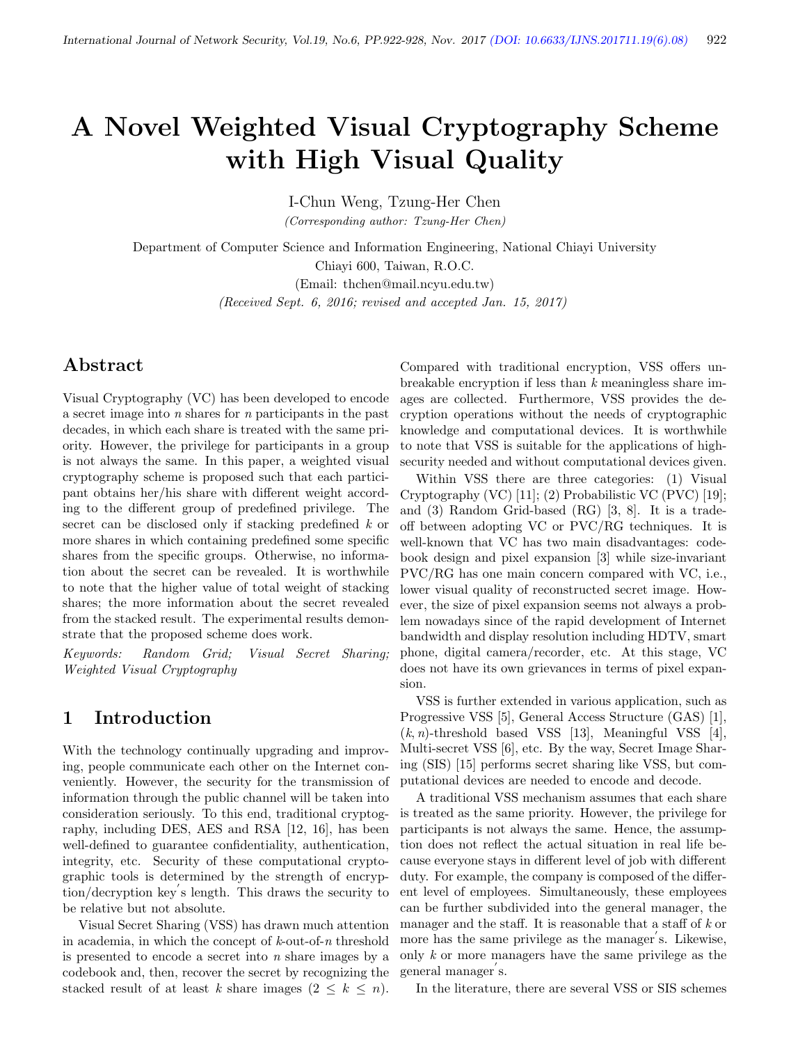# A Novel Weighted Visual Cryptography Scheme with High Visual Quality

I-Chun Weng, Tzung-Her Chen

*(Corresponding author: Tzung-Her Chen)*

Department of Computer Science and Information Engineering, National Chiayi University

Chiayi 600, Taiwan, R.O.C.

(Email: thchen@mail.ncyu.edu.tw)

*(Received Sept. 6, 2016; revised and accepted Jan. 15, 2017)*

## Abstract

Visual Cryptography (VC) has been developed to encode a secret image into $n$ shares for $n$ participants in the past decades, in which each share is treated with the same priority. However, the privilege for participants in a group is not always the same. In this paper, a weighted visual cryptography scheme is proposed such that each participant obtains her/his share with different weight according to the different group of predefined privilege. The secret can be disclosed only if stacking predefined $k$ or more shares in which containing predefined some specific shares from the specific groups. Otherwise, no information about the secret can be revealed. It is worthwhile to note that the higher value of total weight of stacking shares; the more information about the secret revealed from the stacked result. The experimental results demonstrate that the proposed scheme does work.

*Keywords: Random Grid; Visual Secret Sharing; Weighted Visual Cryptography*

## 1 Introduction

With the technology continually upgrading and improving, people communicate each other on the Internet conveniently. However, the security for the transmission of information through the public channel will be taken into consideration seriously. To this end, traditional cryptography, including DES, AES and RSA [12, 16], has been well-defined to guarantee confidentiality, authentication, integrity, etc. Security of these computational cryptographic tools is determined by the strength of encryption/decryption key′s length. This draws the security to be relative but not absolute.

Visual Secret Sharing (VSS) has drawn much attention in academia, in which the concept of $k$-out-of-$n$ threshold is presented to encode a secret into $n$ share images by a codebook and, then, recover the secret by recognizing the stacked result of at least $k$ share images ($2 \leq k \leq n$). Compared with traditional encryption, VSS offers unbreakable encryption if less than $k$ meaningless share images are collected. Furthermore, VSS provides the decryption operations without the needs of cryptographic knowledge and computational devices. It is worthwhile to note that VSS is suitable for the applications of high-security needed and without computational devices given.

Within VSS there are three categories: (1) Visual Cryptography (VC) [11]; (2) Probabilistic VC (PVC) [19]; and (3) Random Grid-based (RG) [3, 8]. It is a trade-off between adopting VC or PVC/RG techniques. It is well-known that VC has two main disadvantages: codebook design and pixel expansion [3] while size-invariant PVC/RG has one main concern compared with VC, i.e., lower visual quality of reconstructed secret image. However, the size of pixel expansion seems not always a problem nowadays since of the rapid development of Internet bandwidth and display resolution including HDTV, smart phone, digital camera/recorder, etc. At this stage, VC does not have its own grievances in terms of pixel expansion.

VSS is further extended in various application, such as Progressive VSS [5], General Access Structure (GAS) [1], $(k, n)$-threshold based VSS [13], Meaningful VSS [4], Multi-secret VSS [6], etc. By the way, Secret Image Sharing (SIS) [15] performs secret sharing like VSS, but computational devices are needed to encode and decode.

A traditional VSS mechanism assumes that each share is treated as the same priority. However, the privilege for participants is not always the same. Hence, the assumption does not reflect the actual situation in real life because everyone stays in different level of job with different duty. For example, the company is composed of the different level of employees. Simultaneously, these employees can be further subdivided into the general manager, the manager and the staff. It is reasonable that a staff of $k$ or more has the same privilege as the manager′s. Likewise, only $k$ or more managers have the same privilege as the general manager′s.

In the literature, there are several VSS or SIS schemes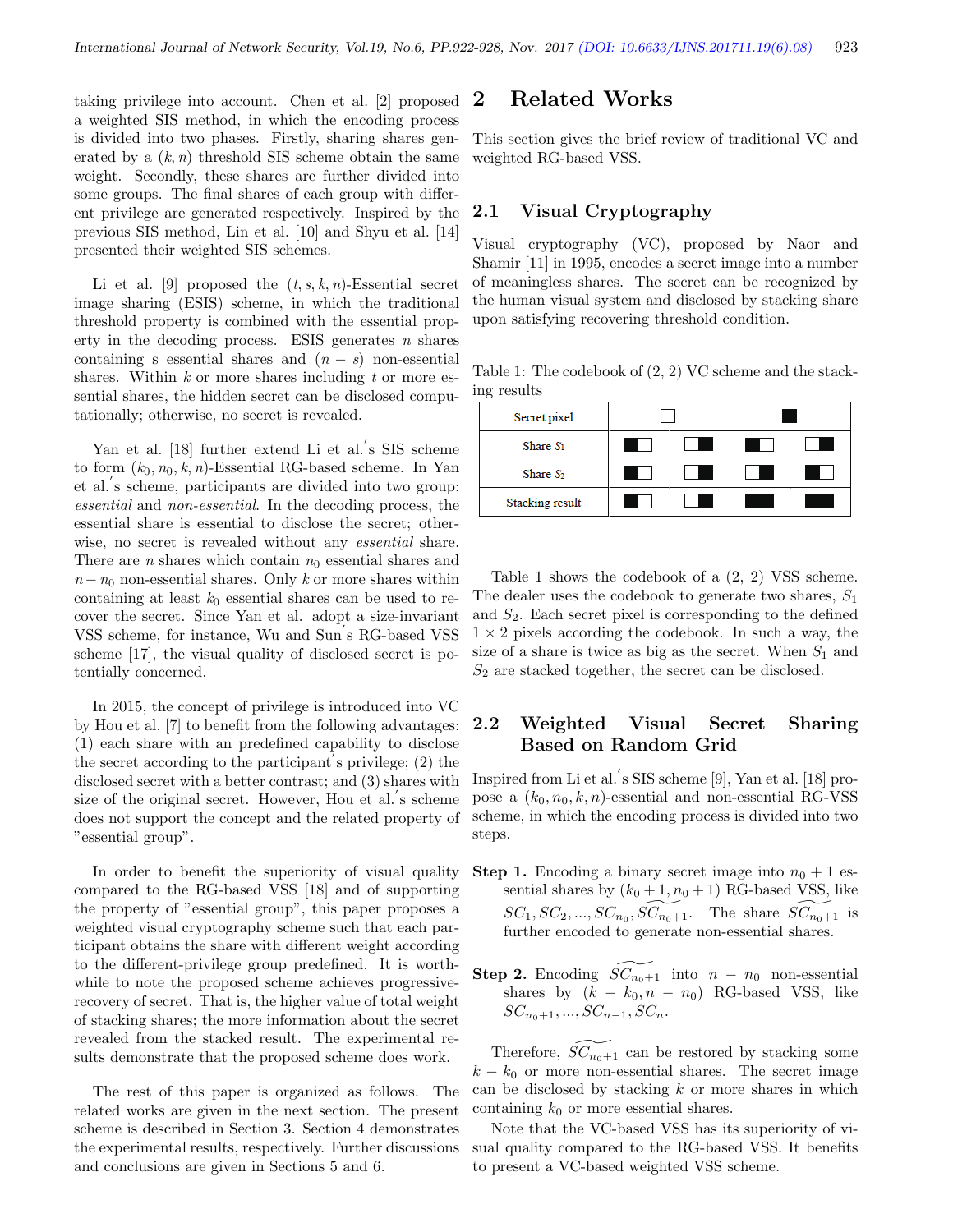taking privilege into account. Chen et al. [2] proposed a weighted SIS method, in which the encoding process is divided into two phases. Firstly, sharing shares generated by a $(k, n)$ threshold SIS scheme obtain the same weight. Secondly, these shares are further divided into some groups. The final shares of each group with different privilege are generated respectively. Inspired by the previous SIS method, Lin et al. [10] and Shyu et al. [14] presented their weighted SIS schemes.

Li et al. [9] proposed the $(t, s, k, n)$-Essential secret image sharing (ESIS) scheme, in which the traditional threshold property is combined with the essential property in the decoding process. ESIS generates $n$ shares containing s essential shares and $(n - s)$ non-essential shares. Within $k$ or more shares including $t$ or more essential shares, the hidden secret can be disclosed computationally; otherwise, no secret is revealed.

Yan et al. [18] further extend Li et al.'s SIS scheme to form $(k_0, n_0, k, n)$-Essential RG-based scheme. In Yan et al.'s scheme, participants are divided into two group: *essential* and *non-essential*. In the decoding process, the essential share is essential to disclose the secret; otherwise, no secret is revealed without any *essential* share. There are $n$ shares which contain $n_0$ essential shares and $n - n_0$ non-essential shares. Only $k$ or more shares within containing at least $k_0$ essential shares can be used to recover the secret. Since Yan et al. adopt a size-invariant VSS scheme, for instance, Wu and Sun's RG-based VSS scheme [17], the visual quality of disclosed secret is potentially concerned.

In 2015, the concept of privilege is introduced into VC by Hou et al. [7] to benefit from the following advantages: (1) each share with an predefined capability to disclose the secret according to the participant's privilege; (2) the disclosed secret with a better contrast; and (3) shares with size of the original secret. However, Hou et al.'s scheme does not support the concept and the related property of "essential group".

In order to benefit the superiority of visual quality compared to the RG-based VSS [18] and of supporting the property of "essential group", this paper proposes a weighted visual cryptography scheme such that each participant obtains the share with different weight according to the different-privilege group predefined. It is worthwhile to note the proposed scheme achieves progressive-recovery of secret. That is, the higher value of total weight of stacking shares; the more information about the secret revealed from the stacked result. The experimental results demonstrate that the proposed scheme does work.

The rest of this paper is organized as follows. The related works are given in the next section. The present scheme is described in Section 3. Section 4 demonstrates the experimental results, respectively. Further discussions and conclusions are given in Sections 5 and 6.

## 2 Related Works

This section gives the brief review of traditional VC and weighted RG-based VSS.

### 2.1 Visual Cryptography

Visual cryptography (VC), proposed by Naor and Shamir [11] in 1995, encodes a secret image into a number of meaningless shares. The secret can be recognized by the human visual system and disclosed by stacking share upon satisfying recovering threshold condition.

Table 1: The codebook of (2, 2) VC scheme and the stacking results

| Secret pixel | □ (white) | | ■ (black) | |
|---|---|---|---|---|
| Share $S_1$ | ■□ | □■ | ■□ | □■ |
| Share $S_2$ | ■□ | □■ | □■ | ■□ |
| Stacking result | ■□ | □■ | ■■ | ■■ |

Table 1 shows the codebook of a (2, 2) VSS scheme. The dealer uses the codebook to generate two shares, $S_1$ and $S_2$. Each secret pixel is corresponding to the defined $1 \times 2$ pixels according the codebook. In such a way, the size of a share is twice as big as the secret. When $S_1$ and $S_2$ are stacked together, the secret can be disclosed.

### 2.2 Weighted Visual Secret Sharing Based on Random Grid

Inspired from Li et al.'s SIS scheme [9], Yan et al. [18] propose a $(k_0, n_0, k, n)$-essential and non-essential RG-VSS scheme, in which the encoding process is divided into two steps.

**Step 1.** Encoding a binary secret image into $n_0 + 1$ essential shares by $(k_0 + 1, n_0 + 1)$ RG-based VSS, like $SC_1, SC_2, ..., SC_{n_0}, \widetilde{SC_{n_0+1}}$. The share $\widetilde{SC_{n_0+1}}$ is further encoded to generate non-essential shares.

**Step 2.** Encoding $\widetilde{SC_{n_0+1}}$ into $n - n_0$ non-essential shares by $(k - k_0, n - n_0)$ RG-based VSS, like $SC_{n_0+1}, ..., SC_{n-1}, SC_n$.

Therefore, $\widetilde{SC_{n_0+1}}$ can be restored by stacking some $k - k_0$ or more non-essential shares. The secret image can be disclosed by stacking $k$ or more shares in which containing $k_0$ or more essential shares.

Note that the VC-based VSS has its superiority of visual quality compared to the RG-based VSS. It benefits to present a VC-based weighted VSS scheme.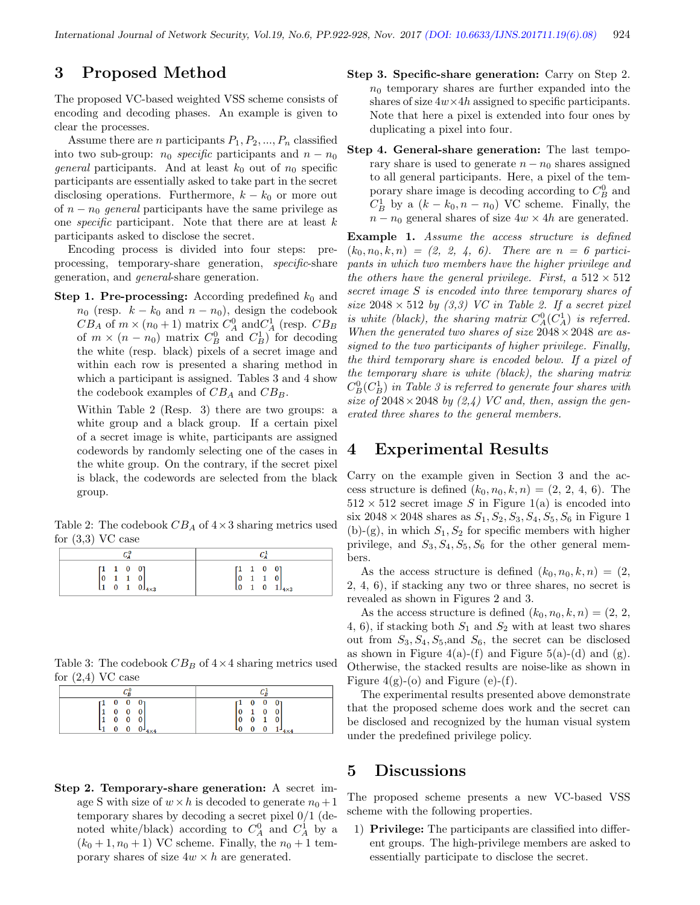## 3 Proposed Method

The proposed VC-based weighted VSS scheme consists of encoding and decoding phases. An example is given to clear the processes.

Assume there are $n$ participants $P_1, P_2, ..., P_n$ classified into two sub-group: $n_0$ *specific* participants and $n - n_0$ *general* participants. And at least $k_0$ out of $n_0$ specific participants are essentially asked to take part in the secret disclosing operations. Furthermore, $k - k_0$ or more out of $n - n_0$ *general* participants have the same privilege as one *specific* participant. Note that there are at least $k$ participants asked to disclose the secret.

Encoding process is divided into four steps: pre-processing, temporary-share generation, *specific*-share generation, and *general*-share generation.

**Step 1. Pre-processing:** According predefined $k_0$ and $n_0$ (resp. $k - k_0$ and $n - n_0$), design the codebook $CB_A$ of $m \times (n_0 + 1)$ matrix $C_A^0$ and$C_A^1$ (resp. $CB_B$ of $m \times (n - n_0)$ matrix $C_B^0$ and $C_B^1$) for decoding the white (resp. black) pixels of a secret image and within each row is presented a sharing method in which a participant is assigned. Tables 3 and 4 show the codebook examples of $CB_A$ and $CB_B$.

Within Table 2 (Resp. 3) there are two groups: a white group and a black group. If a certain pixel of a secret image is white, participants are assigned codewords by randomly selecting one of the cases in the white group. On the contrary, if the secret pixel is black, the codewords are selected from the black group.

Table 2: The codebook $CB_A$ of $4 \times 3$ sharing metrics used for (3,3) VC case

| $C_A^0$ | $C_A^1$ |
|---|---|
| $\begin{bmatrix} 1 & 1 & 0 & 0 \\ 0 & 1 & 1 & 0 \\ 1 & 0 & 1 & 0 \end{bmatrix}_{4\times3}$ | $\begin{bmatrix} 1 & 1 & 0 & 0 \\ 0 & 1 & 1 & 0 \\ 0 & 1 & 0 & 1 \end{bmatrix}_{4\times3}$ |

Table 3: The codebook $CB_B$ of $4 \times 4$ sharing metrics used for (2,4) VC case

| $C_B^0$ | $C_B^1$ |
|---|---|
| $\begin{bmatrix} 1 & 0 & 0 & 0 \\ 1 & 0 & 0 & 0 \\ 1 & 0 & 0 & 0 \\ 1 & 0 & 0 & 0 \end{bmatrix}_{4\times4}$ | $\begin{bmatrix} 1 & 0 & 0 & 0 \\ 0 & 1 & 0 & 0 \\ 0 & 0 & 1 & 0 \\ 0 & 0 & 0 & 1 \end{bmatrix}_{4\times4}$ |

**Step 2. Temporary-share generation:** A secret image S with size of $w \times h$ is decoded to generate $n_0 + 1$ temporary shares by decoding a secret pixel 0/1 (denoted white/black) according to $C_A^0$ and $C_A^1$ by a $(k_0 + 1, n_0 + 1)$ VC scheme. Finally, the $n_0 + 1$ temporary shares of size $4w \times h$ are generated.

**Step 3. Specific-share generation:** Carry on Step 2. $n_0$ temporary shares are further expanded into the shares of size $4w \times 4h$ assigned to specific participants. Note that here a pixel is extended into four ones by duplicating a pixel into four.

**Step 4. General-share generation:** The last temporary share is used to generate $n - n_0$ shares assigned to all general participants. Here, a pixel of the temporary share image is decoding according to $C_B^0$ and $C_B^1$ by a $(k - k_0, n - n_0)$ VC scheme. Finally, the $n - n_0$ general shares of size $4w \times 4h$ are generated.

**Example 1.** *Assume the access structure is defined* $(k_0, n_0, k, n)$ *= (2, 2, 4, 6). There are* $n = 6$ *participants in which two members have the higher privilege and the others have the general privilege. First, a* $512 \times 512$ *secret image* $S$ *is encoded into three temporary shares of size* $2048 \times 512$ *by (3,3) VC in Table 2. If a secret pixel is white (black), the sharing matrix* $C_A^0(C_A^1)$ *is referred. When the generated two shares of size* $2048 \times 2048$ *are assigned to the two participants of higher privilege. Finally, the third temporary share is encoded below. If a pixel of the temporary share is white (black), the sharing matrix* $C_B^0(C_B^1)$ *in Table 3 is referred to generate four shares with size of* $2048 \times 2048$ *by (2,4) VC and, then, assign the generated three shares to the general members.*

## 4 Experimental Results

Carry on the example given in Section 3 and the access structure is defined $(k_0, n_0, k, n) = (2, 2, 4, 6)$. The $512 \times 512$ secret image $S$ in Figure 1(a) is encoded into six $2048 \times 2048$ shares as $S_1, S_2, S_3, S_4, S_5, S_6$ in Figure 1 (b)-(g), in which $S_1, S_2$ for specific members with higher privilege, and $S_3, S_4, S_5, S_6$ for the other general members.

As the access structure is defined $(k_0, n_0, k, n) = (2, 2, 4, 6)$, if stacking any two or three shares, no secret is revealed as shown in Figures 2 and 3.

As the access structure is defined $(k_0, n_0, k, n) = (2, 2, 4, 6)$, if stacking both $S_1$ and $S_2$ with at least two shares out from $S_3, S_4, S_5$,and $S_6$, the secret can be disclosed as shown in Figure 4(a)-(f) and Figure 5(a)-(d) and (g). Otherwise, the stacked results are noise-like as shown in Figure 4(g)-(o) and Figure (e)-(f).

The experimental results presented above demonstrate that the proposed scheme does work and the secret can be disclosed and recognized by the human visual system under the predefined privilege policy.

## 5 Discussions

The proposed scheme presents a new VC-based VSS scheme with the following properties.

1) **Privilege:** The participants are classified into different groups. The high-privilege members are asked to essentially participate to disclose the secret.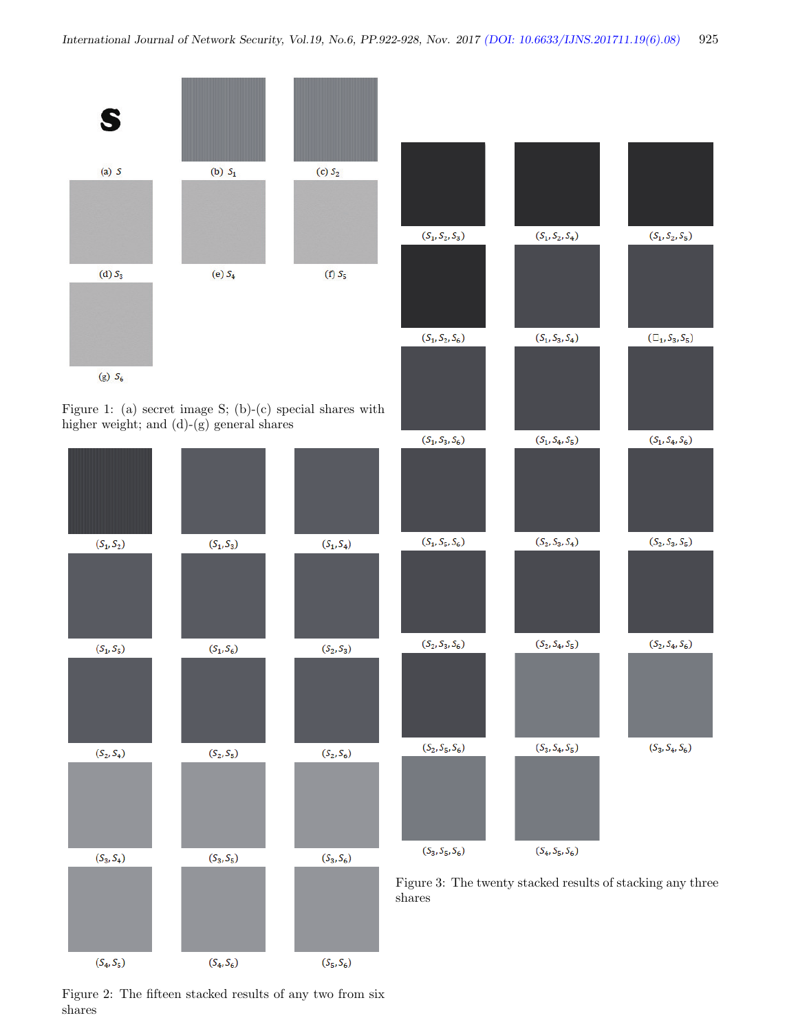(a) $S$ (b) $S_1$ (c) $S_2$

(d) $S_3$ (e) $S_4$ (f) $S_5$

(g) $S_6$

Figure 1: (a) secret image S; (b)-(c) special shares with higher weight; and (d)-(g) general shares

$(S_1, S_2)$ $(S_1, S_3)$ $(S_1, S_4)$

$(S_1, S_5)$ $(S_1, S_6)$ $(S_2, S_3)$

$(S_2, S_4)$ $(S_2, S_5)$ $(S_2, S_6)$

$(S_3, S_4)$ $(S_3, S_5)$ $(S_3, S_6)$

$(S_4, S_5)$ $(S_4, S_6)$ $(S_5, S_6)$

Figure 2: The fifteen stacked results of any two from six shares

$(S_1, S_2, S_3)$ $(S_1, S_2, S_4)$ $(S_1, S_2, S_5)$

$(S_1, S_2, S_6)$ $(S_1, S_3, S_4)$ $(\square_1, S_3, S_5)$

$(S_1, S_3, S_6)$ $(S_1, S_4, S_5)$ $(S_1, S_4, S_6)$

$(S_1, S_5, S_6)$ $(S_2, S_3, S_4)$ $(S_2, S_3, S_5)$

$(S_2, S_3, S_6)$ $(S_2, S_4, S_5)$ $(S_2, S_4, S_6)$

$(S_2, S_5, S_6)$ $(S_3, S_4, S_5)$ $(S_3, S_4, S_6)$

$(S_3, S_5, S_6)$ $(S_4, S_5, S_6)$

Figure 3: The twenty stacked results of stacking any three shares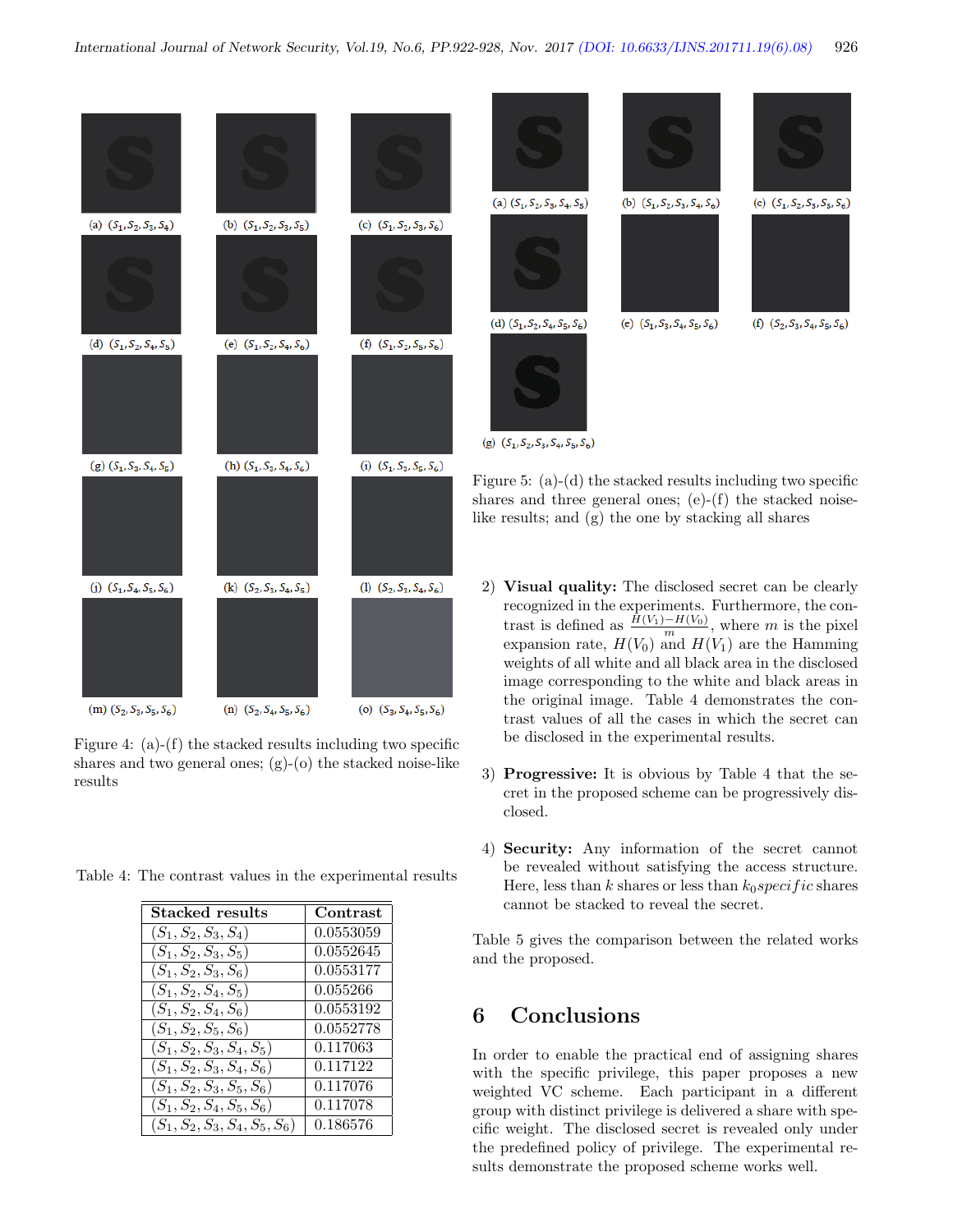(a) $(S_1, S_2, S_3, S_4)$ (b) $(S_1, S_2, S_3, S_5)$ (c) $(S_1, S_2, S_3, S_6)$

(d) $(S_1, S_2, S_4, S_5)$ (e) $(S_1, S_2, S_4, S_6)$ (f) $(S_1, S_2, S_5, S_6)$

(g) $(S_1, S_3, S_4, S_5)$ (h) $(S_1, S_3, S_4, S_6)$ (i) $(S_1, S_3, S_5, S_6)$

(j) $(S_1, S_4, S_5, S_6)$ (k) $(S_2, S_3, S_4, S_5)$ (l) $(S_2, S_3, S_4, S_6)$

(m) $(S_2, S_3, S_5, S_6)$ (n) $(S_2, S_4, S_5, S_6)$ (o) $(S_3, S_4, S_5, S_6)$

Figure 4: (a)-(f) the stacked results including two specific shares and two general ones; (g)-(o) the stacked noise-like results

Table 4: The contrast values in the experimental results

| Stacked results | Contrast |
|---|---|
| $(S_1, S_2, S_3, S_4)$ | 0.0553059 |
| $(S_1, S_2, S_3, S_5)$ | 0.0552645 |
| $(S_1, S_2, S_3, S_6)$ | 0.0553177 |
| $(S_1, S_2, S_4, S_5)$ | 0.055266 |
| $(S_1, S_2, S_4, S_6)$ | 0.0553192 |
| $(S_1, S_2, S_5, S_6)$ | 0.0552778 |
| $(S_1, S_2, S_3, S_4, S_5)$ | 0.117063 |
| $(S_1, S_2, S_3, S_4, S_6)$ | 0.117122 |
| $(S_1, S_2, S_3, S_5, S_6)$ | 0.117076 |
| $(S_1, S_2, S_4, S_5, S_6)$ | 0.117078 |
| $(S_1, S_2, S_3, S_4, S_5, S_6)$ | 0.186576 |

(a) $(S_1, S_2, S_3, S_4, S_5)$ (b) $(S_1, S_2, S_3, S_4, S_6)$ (c) $(S_1, S_2, S_3, S_5, S_6)$

(d) $(S_1, S_2, S_4, S_5, S_6)$ (e) $(S_1, S_3, S_4, S_5, S_6)$ (f) $(S_2, S_3, S_4, S_5, S_6)$

(g) $(S_1, S_2, S_3, S_4, S_5, S_6)$

Figure 5: (a)-(d) the stacked results including two specific shares and three general ones; (e)-(f) the stacked noise-like results; and (g) the one by stacking all shares

2) **Visual quality:** The disclosed secret can be clearly recognized in the experiments. Furthermore, the contrast is defined as $\frac{H(V_1)-H(V_0)}{m}$, where $m$ is the pixel expansion rate, $H(V_0)$ and $H(V_1)$ are the Hamming weights of all white and all black area in the disclosed image corresponding to the white and black areas in the original image. Table 4 demonstrates the contrast values of all the cases in which the secret can be disclosed in the experimental results.

3) **Progressive:** It is obvious by Table 4 that the secret in the proposed scheme can be progressively disclosed.

4) **Security:** Any information of the secret cannot be revealed without satisfying the access structure. Here, less than $k$ shares or less than $k_0 specific$ shares cannot be stacked to reveal the secret.

Table 5 gives the comparison between the related works and the proposed.

## 6 Conclusions

In order to enable the practical end of assigning shares with the specific privilege, this paper proposes a new weighted VC scheme. Each participant in a different group with distinct privilege is delivered a share with specific weight. The disclosed secret is revealed only under the predefined policy of privilege. The experimental results demonstrate the proposed scheme works well.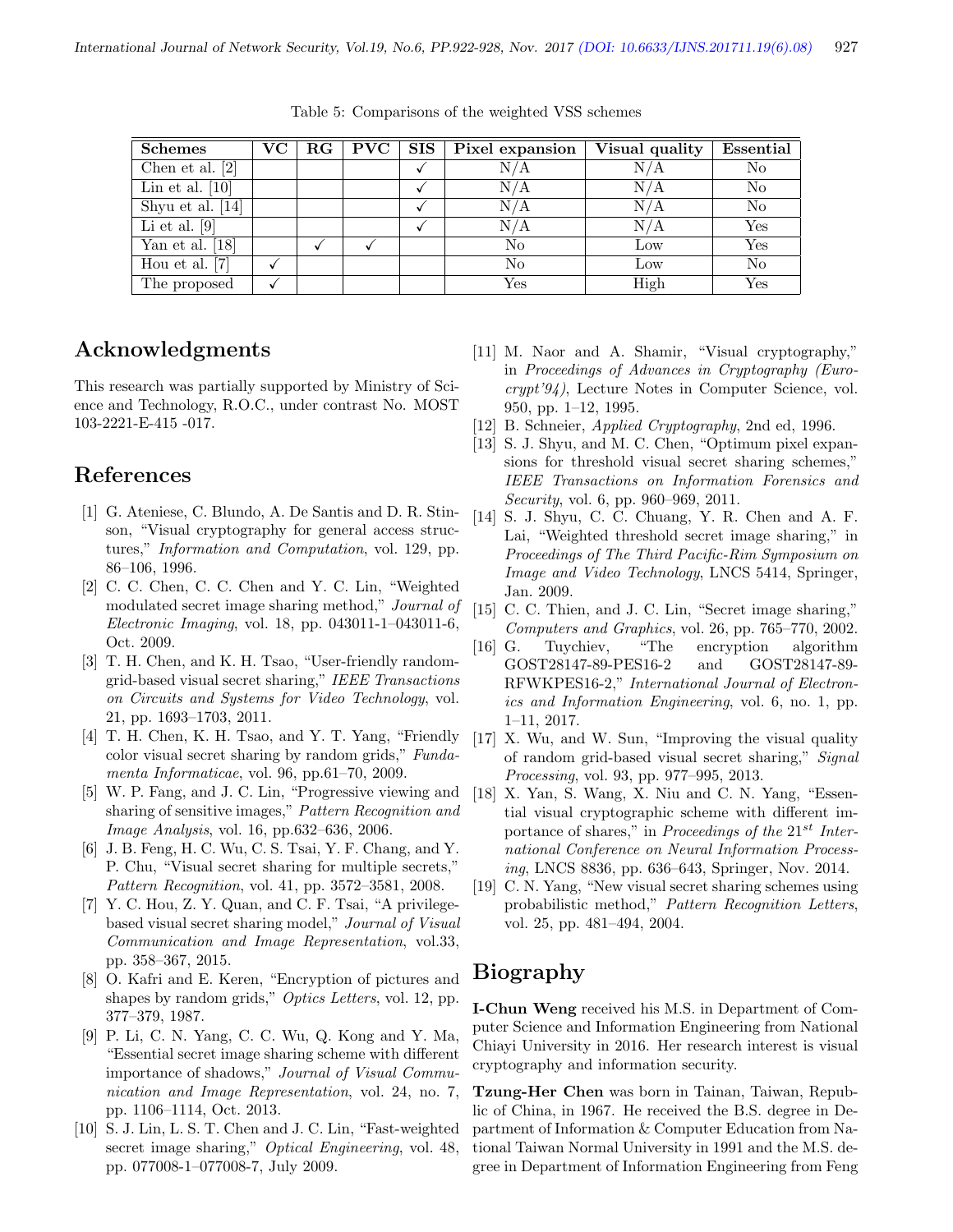Table 5: Comparisons of the weighted VSS schemes

| Schemes | VC | RG | PVC | SIS | Pixel expansion | Visual quality | Essential |
|---|---|---|---|---|---|---|---|
| Chen et al. [2] | | | | ✓ | N/A | N/A | No |
| Lin et al. [10] | | | | ✓ | N/A | N/A | No |
| Shyu et al. [14] | | | | ✓ | N/A | N/A | No |
| Li et al. [9] | | | | ✓ | N/A | N/A | Yes |
| Yan et al. [18] | | ✓ | ✓ | | No | Low | Yes |
| Hou et al. [7] | ✓ | | | | No | Low | No |
| The proposed | ✓ | | | | Yes | High | Yes |

## Acknowledgments

This research was partially supported by Ministry of Science and Technology, R.O.C., under contrast No. MOST 103-2221-E-415 -017.

## References

[1] G. Ateniese, C. Blundo, A. De Santis and D. R. Stinson, "Visual cryptography for general access structures," *Information and Computation*, vol. 129, pp. 86–106, 1996.

[2] C. C. Chen, C. C. Chen and Y. C. Lin, "Weighted modulated secret image sharing method," *Journal of Electronic Imaging*, vol. 18, pp. 043011-1–043011-6, Oct. 2009.

[3] T. H. Chen, and K. H. Tsao, "User-friendly random-grid-based visual secret sharing," *IEEE Transactions on Circuits and Systems for Video Technology*, vol. 21, pp. 1693–1703, 2011.

[4] T. H. Chen, K. H. Tsao, and Y. T. Yang, "Friendly color visual secret sharing by random grids," *Fundamenta Informaticae*, vol. 96, pp.61–70, 2009.

[5] W. P. Fang, and J. C. Lin, "Progressive viewing and sharing of sensitive images," *Pattern Recognition and Image Analysis*, vol. 16, pp.632–636, 2006.

[6] J. B. Feng, H. C. Wu, C. S. Tsai, Y. F. Chang, and Y. P. Chu, "Visual secret sharing for multiple secrets," *Pattern Recognition*, vol. 41, pp. 3572–3581, 2008.

[7] Y. C. Hou, Z. Y. Quan, and C. F. Tsai, "A privilege-based visual secret sharing model," *Journal of Visual Communication and Image Representation*, vol.33, pp. 358–367, 2015.

[8] O. Kafri and E. Keren, "Encryption of pictures and shapes by random grids," *Optics Letters*, vol. 12, pp. 377–379, 1987.

[9] P. Li, C. N. Yang, C. C. Wu, Q. Kong and Y. Ma, "Essential secret image sharing scheme with different importance of shadows," *Journal of Visual Communication and Image Representation*, vol. 24, no. 7, pp. 1106–1114, Oct. 2013.

[10] S. J. Lin, L. S. T. Chen and J. C. Lin, "Fast-weighted secret image sharing," *Optical Engineering*, vol. 48, pp. 077008-1–077008-7, July 2009.

[11] M. Naor and A. Shamir, "Visual cryptography," in *Proceedings of Advances in Cryptography (Eurocrypt'94)*, Lecture Notes in Computer Science, vol. 950, pp. 1–12, 1995.

[12] B. Schneier, *Applied Cryptography*, 2nd ed, 1996.

[13] S. J. Shyu, and M. C. Chen, "Optimum pixel expansions for threshold visual secret sharing schemes," *IEEE Transactions on Information Forensics and Security*, vol. 6, pp. 960–969, 2011.

[14] S. J. Shyu, C. C. Chuang, Y. R. Chen and A. F. Lai, "Weighted threshold secret image sharing," in *Proceedings of The Third Pacific-Rim Symposium on Image and Video Technology*, LNCS 5414, Springer, Jan. 2009.

[15] C. C. Thien, and J. C. Lin, "Secret image sharing," *Computers and Graphics*, vol. 26, pp. 765–770, 2002.

[16] G. Tuychiev, "The encryption algorithm GOST28147-89-PES16-2 and GOST28147-89-RFWKPES16-2," *International Journal of Electronics and Information Engineering*, vol. 6, no. 1, pp. 1–11, 2017.

[17] X. Wu, and W. Sun, "Improving the visual quality of random grid-based visual secret sharing," *Signal Processing*, vol. 93, pp. 977–995, 2013.

[18] X. Yan, S. Wang, X. Niu and C. N. Yang, "Essential visual cryptographic scheme with different importance of shares," in *Proceedings of the 21$^{st}$ International Conference on Neural Information Processing*, LNCS 8836, pp. 636–643, Springer, Nov. 2014.

[19] C. N. Yang, "New visual secret sharing schemes using probabilistic method," *Pattern Recognition Letters*, vol. 25, pp. 481–494, 2004.

## Biography

**I-Chun Weng** received his M.S. in Department of Computer Science and Information Engineering from National Chiayi University in 2016. Her research interest is visual cryptography and information security.

**Tzung-Her Chen** was born in Tainan, Taiwan, Republic of China, in 1967. He received the B.S. degree in Department of Information & Computer Education from National Taiwan Normal University in 1991 and the M.S. degree in Department of Information Engineering from Feng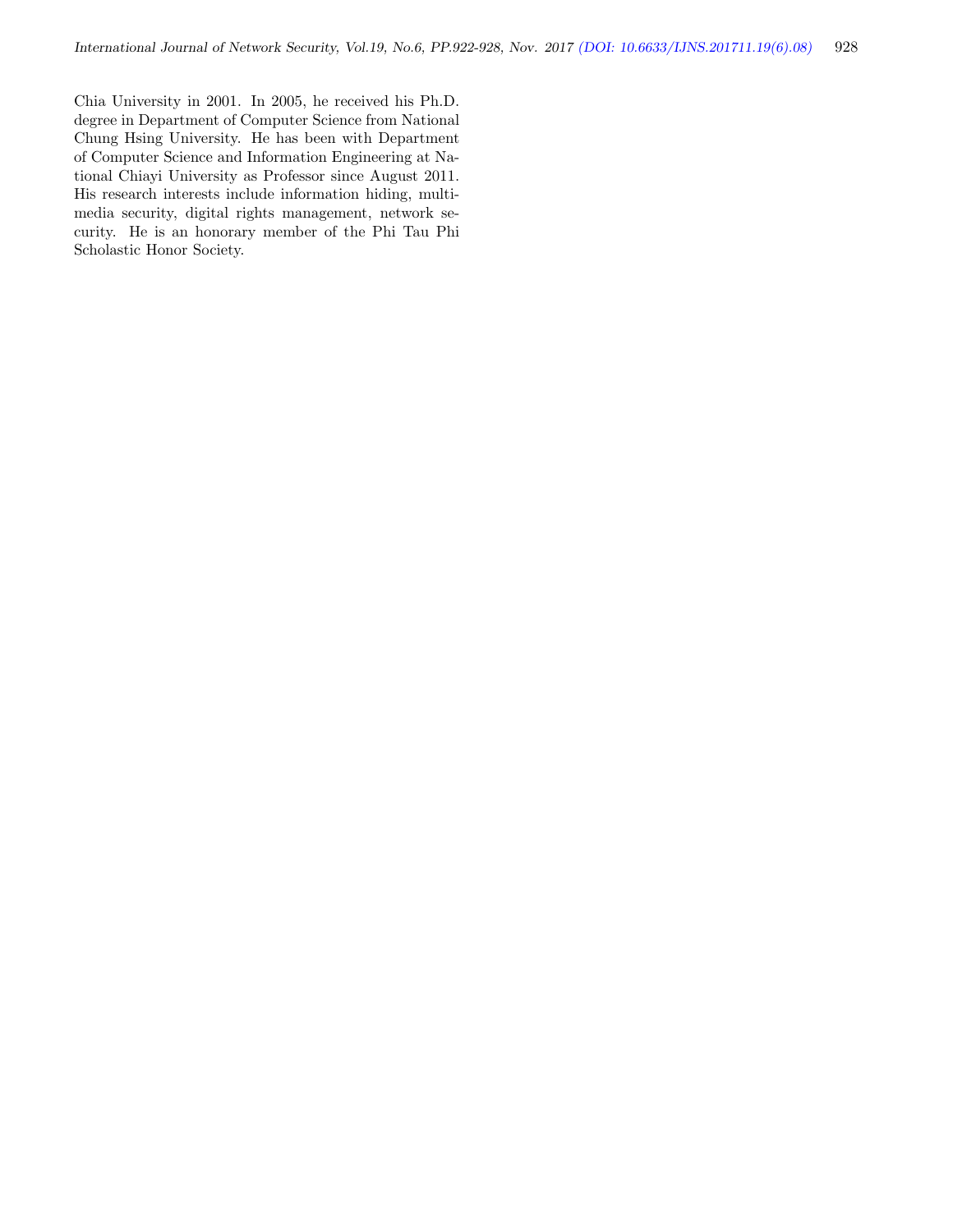Chia University in 2001. In 2005, he received his Ph.D. degree in Department of Computer Science from National Chung Hsing University. He has been with Department of Computer Science and Information Engineering at National Chiayi University as Professor since August 2011. His research interests include information hiding, multimedia security, digital rights management, network security. He is an honorary member of the Phi Tau Phi Scholastic Honor Society.